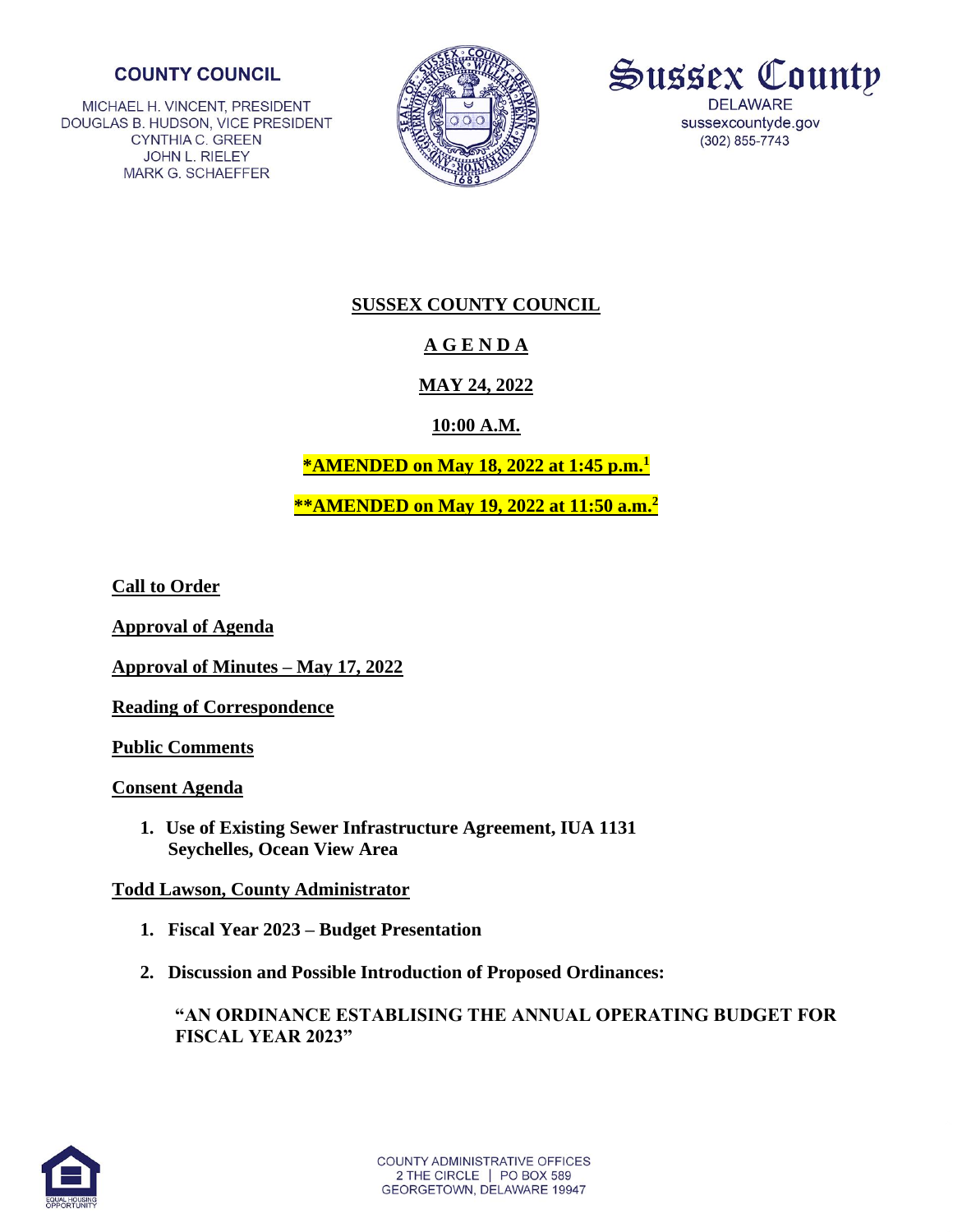**COUNTY COUNCIL**

MICHAEL H. VINCENT, PRESIDENT
DOUGLAS B. HUDSON, VICE PRESIDENT
CYNTHIA C. GREEN
JOHN L. RIELEY
MARK G. SCHAEFFER

**Sussex County**
DELAWARE
sussexcountyde.gov
(302) 855-7743

# SUSSEX COUNTY COUNCIL

## A G E N D A

## MAY 24, 2022

## 10:00 A.M.

**\*AMENDED on May 18, 2022 at 1:45 p.m.[1]**

**\*\*AMENDED on May 19, 2022 at 11:50 a.m.[2]**

**Call to Order**

**Approval of Agenda**

**Approval of Minutes – May 17, 2022**

**Reading of Correspondence**

**Public Comments**

**Consent Agenda**

1. **Use of Existing Sewer Infrastructure Agreement, IUA 1131 Seychelles, Ocean View Area**

**Todd Lawson, County Administrator**

1. **Fiscal Year 2023 – Budget Presentation**
2. **Discussion and Possible Introduction of Proposed Ordinances:**

   **"AN ORDINANCE ESTABLISING THE ANNUAL OPERATING BUDGET FOR FISCAL YEAR 2023"**

COUNTY ADMINISTRATIVE OFFICES
2 THE CIRCLE | PO BOX 589
GEORGETOWN, DELAWARE 19947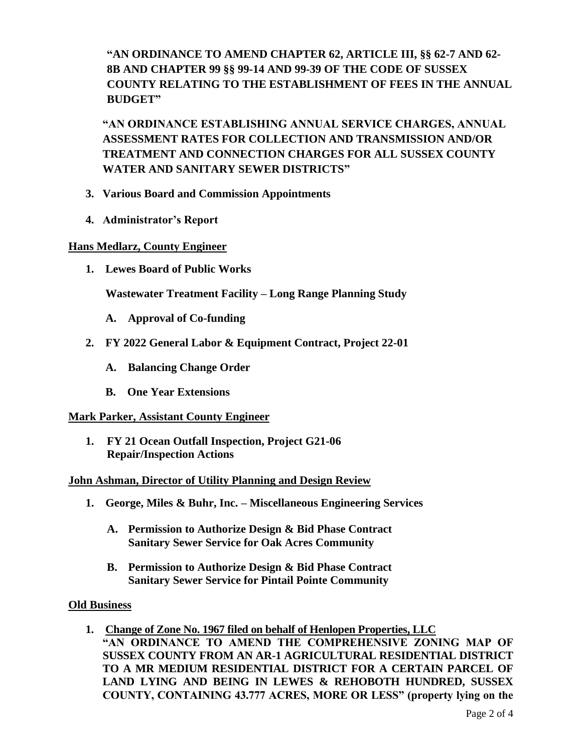**"AN ORDINANCE TO AMEND CHAPTER 62, ARTICLE III, §§ 62-7 AND 62-8B AND CHAPTER 99 §§ 99-14 AND 99-39 OF THE CODE OF SUSSEX COUNTY RELATING TO THE ESTABLISHMENT OF FEES IN THE ANNUAL BUDGET"**

**"AN ORDINANCE ESTABLISHING ANNUAL SERVICE CHARGES, ANNUAL ASSESSMENT RATES FOR COLLECTION AND TRANSMISSION AND/OR TREATMENT AND CONNECTION CHARGES FOR ALL SUSSEX COUNTY WATER AND SANITARY SEWER DISTRICTS"**

3. **Various Board and Commission Appointments**

4. **Administrator's Report**

**Hans Medlarz, County Engineer**

1. **Lewes Board of Public Works**

   **Wastewater Treatment Facility – Long Range Planning Study**

   A. **Approval of Co-funding**

2. **FY 2022 General Labor & Equipment Contract, Project 22-01**

   A. **Balancing Change Order**

   B. **One Year Extensions**

**Mark Parker, Assistant County Engineer**

1. **FY 21 Ocean Outfall Inspection, Project G21-06**
   **Repair/Inspection Actions**

**John Ashman, Director of Utility Planning and Design Review**

1. **George, Miles & Buhr, Inc. – Miscellaneous Engineering Services**

   A. **Permission to Authorize Design & Bid Phase Contract**
      **Sanitary Sewer Service for Oak Acres Community**

   B. **Permission to Authorize Design & Bid Phase Contract**
      **Sanitary Sewer Service for Pintail Pointe Community**

**Old Business**

1. **Change of Zone No. 1967 filed on behalf of Henlopen Properties, LLC**
   **"AN ORDINANCE TO AMEND THE COMPREHENSIVE ZONING MAP OF SUSSEX COUNTY FROM AN AR-1 AGRICULTURAL RESIDENTIAL DISTRICT TO A MR MEDIUM RESIDENTIAL DISTRICT FOR A CERTAIN PARCEL OF LAND LYING AND BEING IN LEWES & REHOBOTH HUNDRED, SUSSEX COUNTY, CONTAINING 43.777 ACRES, MORE OR LESS" (property lying on the**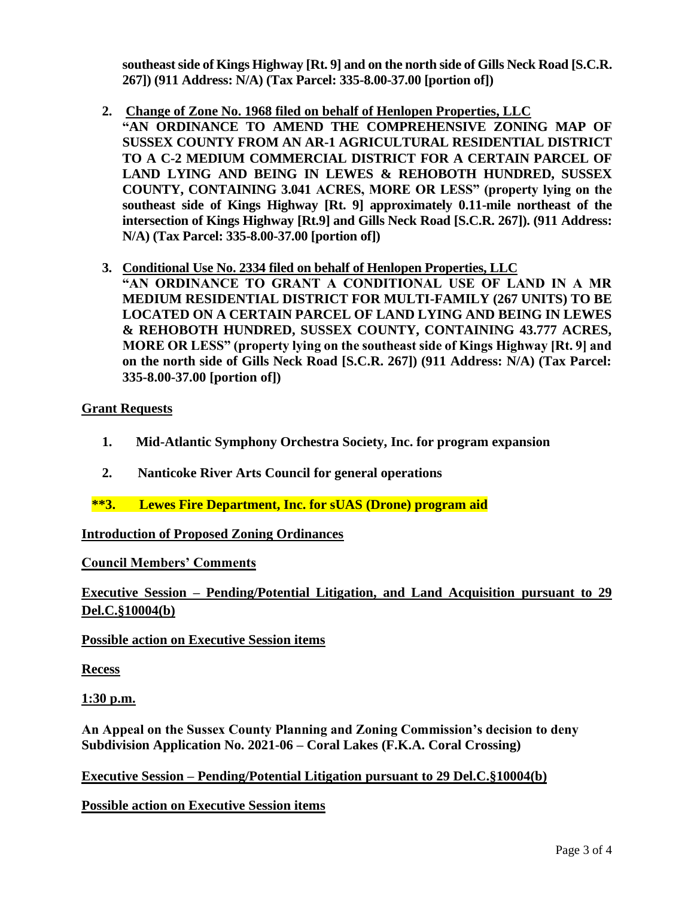**southeast side of Kings Highway [Rt. 9] and on the north side of Gills Neck Road [S.C.R. 267]) (911 Address: N/A) (Tax Parcel: 335-8.00-37.00 [portion of])**

2. **Change of Zone No. 1968 filed on behalf of Henlopen Properties, LLC**
   **"AN ORDINANCE TO AMEND THE COMPREHENSIVE ZONING MAP OF SUSSEX COUNTY FROM AN AR-1 AGRICULTURAL RESIDENTIAL DISTRICT TO A C-2 MEDIUM COMMERCIAL DISTRICT FOR A CERTAIN PARCEL OF LAND LYING AND BEING IN LEWES & REHOBOTH HUNDRED, SUSSEX COUNTY, CONTAINING 3.041 ACRES, MORE OR LESS" (property lying on the southeast side of Kings Highway [Rt. 9] approximately 0.11-mile northeast of the intersection of Kings Highway [Rt.9] and Gills Neck Road [S.C.R. 267]). (911 Address: N/A) (Tax Parcel: 335-8.00-37.00 [portion of])**

3. **Conditional Use No. 2334 filed on behalf of Henlopen Properties, LLC**
   **"AN ORDINANCE TO GRANT A CONDITIONAL USE OF LAND IN A MR MEDIUM RESIDENTIAL DISTRICT FOR MULTI-FAMILY (267 UNITS) TO BE LOCATED ON A CERTAIN PARCEL OF LAND LYING AND BEING IN LEWES & REHOBOTH HUNDRED, SUSSEX COUNTY, CONTAINING 43.777 ACRES, MORE OR LESS" (property lying on the southeast side of Kings Highway [Rt. 9] and on the north side of Gills Neck Road [S.C.R. 267]) (911 Address: N/A) (Tax Parcel: 335-8.00-37.00 [portion of])**

**Grant Requests**

1. **Mid-Atlantic Symphony Orchestra Society, Inc. for program expansion**

2. **Nanticoke River Arts Council for general operations**

**\*\*3. Lewes Fire Department, Inc. for sUAS (Drone) program aid**

**Introduction of Proposed Zoning Ordinances**

**Council Members' Comments**

**Executive Session – Pending/Potential Litigation, and Land Acquisition pursuant to 29 Del.C.§10004(b)**

**Possible action on Executive Session items**

**Recess**

**1:30 p.m.**

**An Appeal on the Sussex County Planning and Zoning Commission's decision to deny Subdivision Application No. 2021-06 – Coral Lakes (F.K.A. Coral Crossing)**

**Executive Session – Pending/Potential Litigation pursuant to 29 Del.C.§10004(b)**

**Possible action on Executive Session items**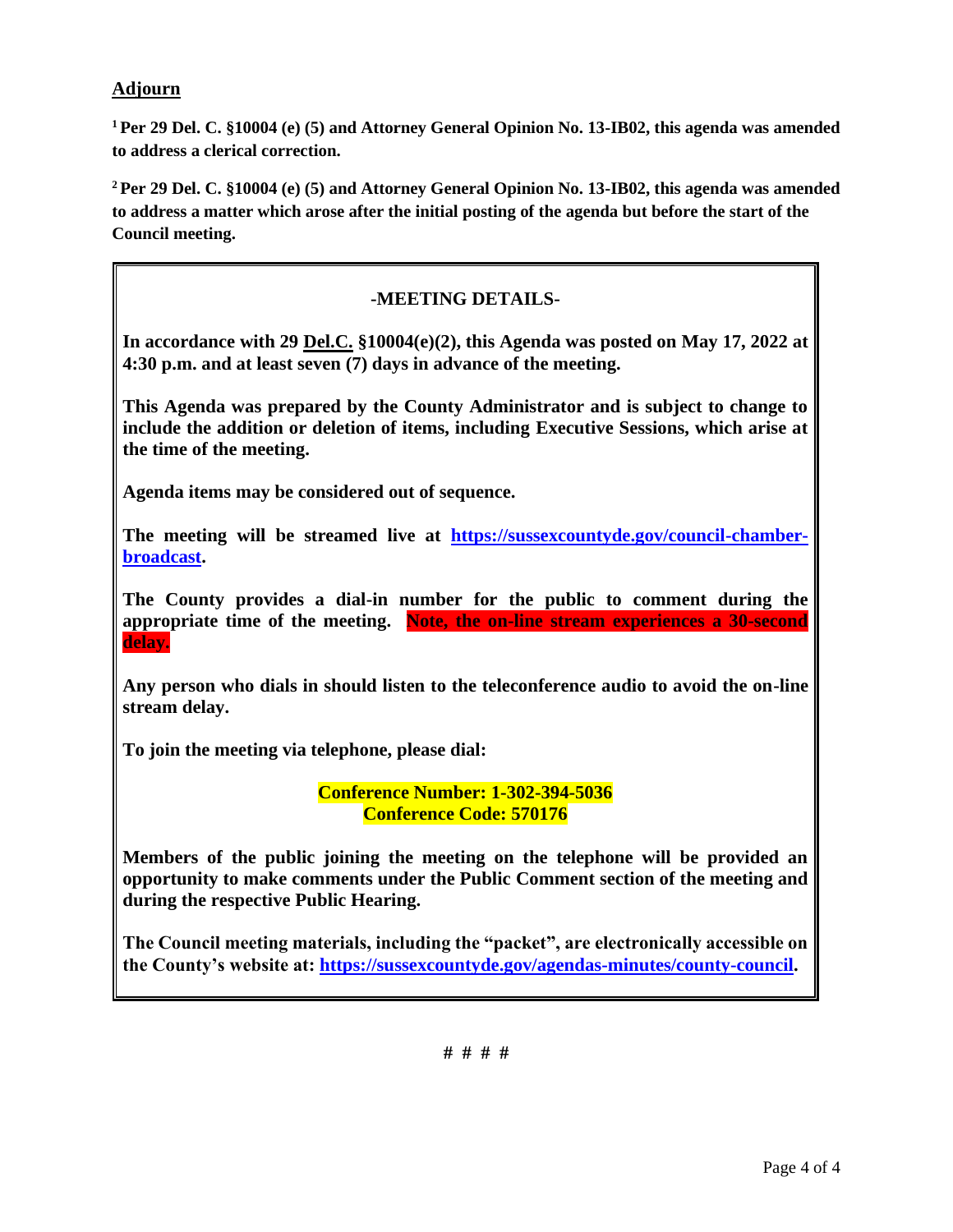## Adjourn

**[1] Per 29 Del. C. §10004 (e) (5) and Attorney General Opinion No. 13-IB02, this agenda was amended to address a clerical correction.**

**[2] Per 29 Del. C. §10004 (e) (5) and Attorney General Opinion No. 13-IB02, this agenda was amended to address a matter which arose after the initial posting of the agenda but before the start of the Council meeting.**

---

**-MEETING DETAILS-**

**In accordance with 29 Del.C. §10004(e)(2), this Agenda was posted on May 17, 2022 at 4:30 p.m. and at least seven (7) days in advance of the meeting.**

**This Agenda was prepared by the County Administrator and is subject to change to include the addition or deletion of items, including Executive Sessions, which arise at the time of the meeting.**

**Agenda items may be considered out of sequence.**

**The meeting will be streamed live at [https://sussexcountyde.gov/council-chamber-broadcast](https://sussexcountyde.gov/council-chamber-broadcast).**

**The County provides a dial-in number for the public to comment during the appropriate time of the meeting. Note, the on-line stream experiences a 30-second delay.**

**Any person who dials in should listen to the teleconference audio to avoid the on-line stream delay.**

**To join the meeting via telephone, please dial:**

**Conference Number: 1-302-394-5036**
**Conference Code: 570176**

**Members of the public joining the meeting on the telephone will be provided an opportunity to make comments under the Public Comment section of the meeting and during the respective Public Hearing.**

**The Council meeting materials, including the "packet", are electronically accessible on the County's website at: [https://sussexcountyde.gov/agendas-minutes/county-council](https://sussexcountyde.gov/agendas-minutes/county-council).**

---

# # # #